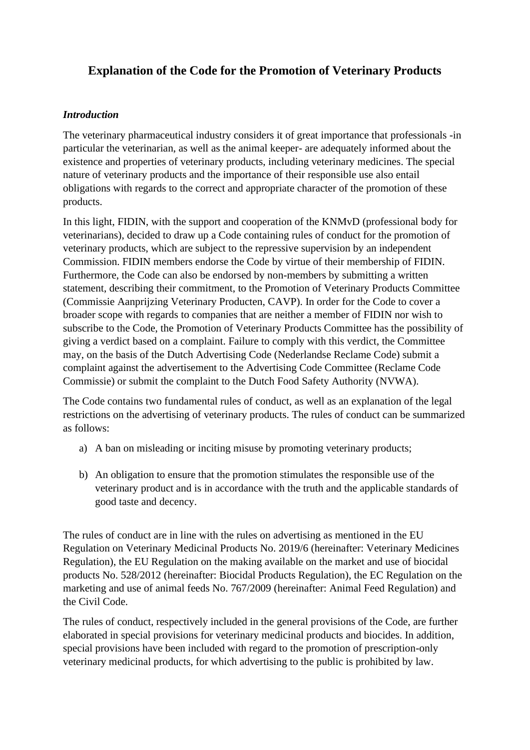# Explanation of the Code for the Promotion of Veterinary Products

***Introduction***

The veterinary pharmaceutical industry considers it of great importance that professionals -in particular the veterinarian, as well as the animal keeper- are adequately informed about the existence and properties of veterinary products, including veterinary medicines. The special nature of veterinary products and the importance of their responsible use also entail obligations with regards to the correct and appropriate character of the promotion of these products.

In this light, FIDIN, with the support and cooperation of the KNMvD (professional body for veterinarians), decided to draw up a Code containing rules of conduct for the promotion of veterinary products, which are subject to the repressive supervision by an independent Commission. FIDIN members endorse the Code by virtue of their membership of FIDIN. Furthermore, the Code can also be endorsed by non-members by submitting a written statement, describing their commitment, to the Promotion of Veterinary Products Committee (Commissie Aanprijzing Veterinary Producten, CAVP). In order for the Code to cover a broader scope with regards to companies that are neither a member of FIDIN nor wish to subscribe to the Code, the Promotion of Veterinary Products Committee has the possibility of giving a verdict based on a complaint. Failure to comply with this verdict, the Committee may, on the basis of the Dutch Advertising Code (Nederlandse Reclame Code) submit a complaint against the advertisement to the Advertising Code Committee (Reclame Code Commissie) or submit the complaint to the Dutch Food Safety Authority (NVWA).

The Code contains two fundamental rules of conduct, as well as an explanation of the legal restrictions on the advertising of veterinary products. The rules of conduct can be summarized as follows:

a) A ban on misleading or inciting misuse by promoting veterinary products;

b) An obligation to ensure that the promotion stimulates the responsible use of the veterinary product and is in accordance with the truth and the applicable standards of good taste and decency.

The rules of conduct are in line with the rules on advertising as mentioned in the EU Regulation on Veterinary Medicinal Products No. 2019/6 (hereinafter: Veterinary Medicines Regulation), the EU Regulation on the making available on the market and use of biocidal products No. 528/2012 (hereinafter: Biocidal Products Regulation), the EC Regulation on the marketing and use of animal feeds No. 767/2009 (hereinafter: Animal Feed Regulation) and the Civil Code.

The rules of conduct, respectively included in the general provisions of the Code, are further elaborated in special provisions for veterinary medicinal products and biocides. In addition, special provisions have been included with regard to the promotion of prescription-only veterinary medicinal products, for which advertising to the public is prohibited by law.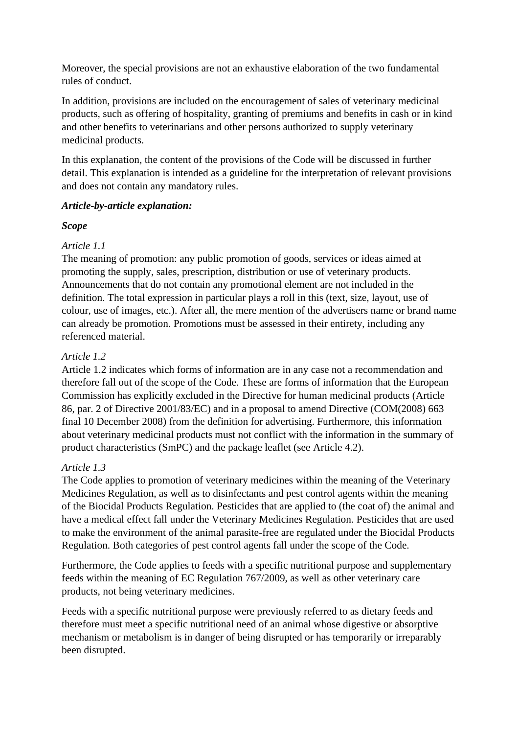Moreover, the special provisions are not an exhaustive elaboration of the two fundamental rules of conduct.

In addition, provisions are included on the encouragement of sales of veterinary medicinal products, such as offering of hospitality, granting of premiums and benefits in cash or in kind and other benefits to veterinarians and other persons authorized to supply veterinary medicinal products.

In this explanation, the content of the provisions of the Code will be discussed in further detail. This explanation is intended as a guideline for the interpretation of relevant provisions and does not contain any mandatory rules.

***Article-by-article explanation:***

***Scope***

*Article 1.1*
The meaning of promotion: any public promotion of goods, services or ideas aimed at promoting the supply, sales, prescription, distribution or use of veterinary products. Announcements that do not contain any promotional element are not included in the definition. The total expression in particular plays a roll in this (text, size, layout, use of colour, use of images, etc.). After all, the mere mention of the advertisers name or brand name can already be promotion. Promotions must be assessed in their entirety, including any referenced material.

*Article 1.2*
Article 1.2 indicates which forms of information are in any case not a recommendation and therefore fall out of the scope of the Code. These are forms of information that the European Commission has explicitly excluded in the Directive for human medicinal products (Article 86, par. 2 of Directive 2001/83/EC) and in a proposal to amend Directive (COM(2008) 663 final 10 December 2008) from the definition for advertising. Furthermore, this information about veterinary medicinal products must not conflict with the information in the summary of product characteristics (SmPC) and the package leaflet (see Article 4.2).

*Article 1.3*
The Code applies to promotion of veterinary medicines within the meaning of the Veterinary Medicines Regulation, as well as to disinfectants and pest control agents within the meaning of the Biocidal Products Regulation. Pesticides that are applied to (the coat of) the animal and have a medical effect fall under the Veterinary Medicines Regulation. Pesticides that are used to make the environment of the animal parasite-free are regulated under the Biocidal Products Regulation. Both categories of pest control agents fall under the scope of the Code.

Furthermore, the Code applies to feeds with a specific nutritional purpose and supplementary feeds within the meaning of EC Regulation 767/2009, as well as other veterinary care products, not being veterinary medicines.

Feeds with a specific nutritional purpose were previously referred to as dietary feeds and therefore must meet a specific nutritional need of an animal whose digestive or absorptive mechanism or metabolism is in danger of being disrupted or has temporarily or irreparably been disrupted.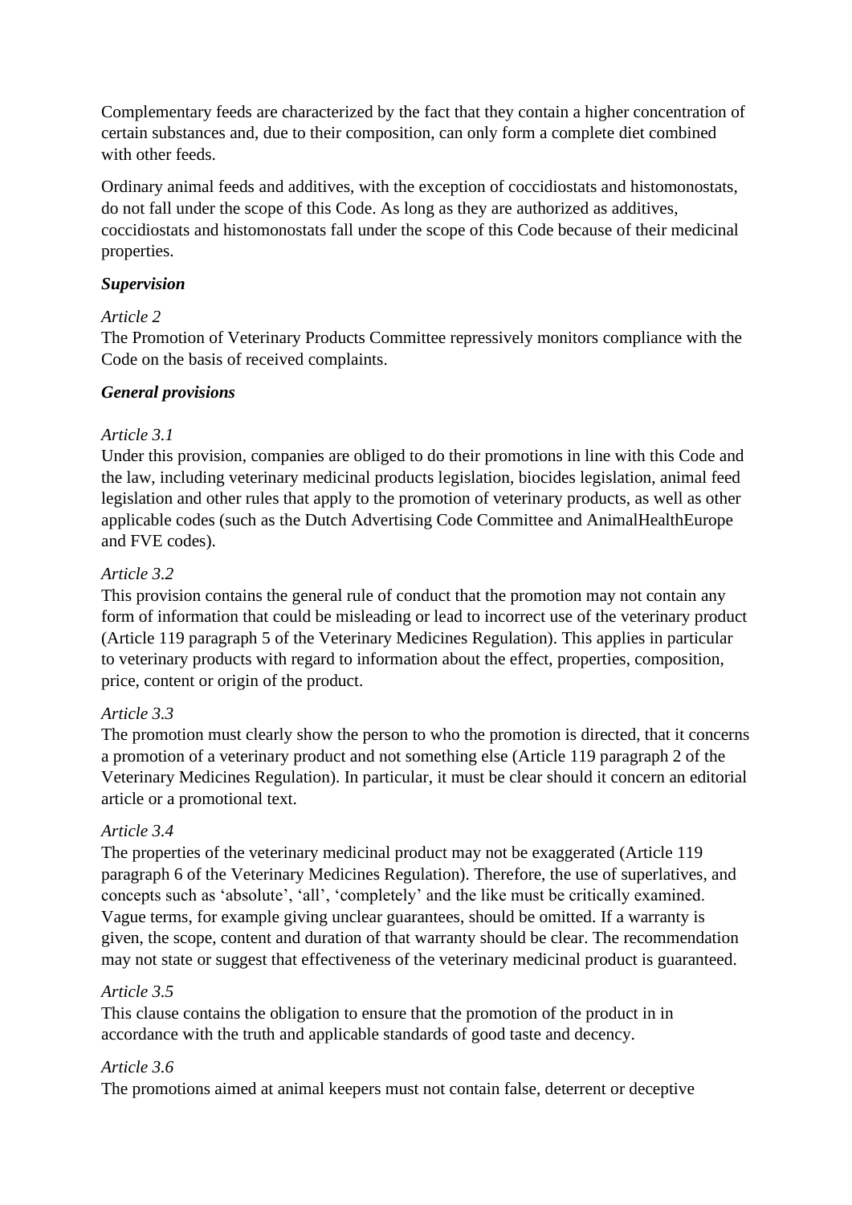Complementary feeds are characterized by the fact that they contain a higher concentration of certain substances and, due to their composition, can only form a complete diet combined with other feeds.

Ordinary animal feeds and additives, with the exception of coccidiostats and histomonostats, do not fall under the scope of this Code. As long as they are authorized as additives, coccidiostats and histomonostats fall under the scope of this Code because of their medicinal properties.

***Supervision***

*Article 2*
The Promotion of Veterinary Products Committee repressively monitors compliance with the Code on the basis of received complaints.

***General provisions***

*Article 3.1*
Under this provision, companies are obliged to do their promotions in line with this Code and the law, including veterinary medicinal products legislation, biocides legislation, animal feed legislation and other rules that apply to the promotion of veterinary products, as well as other applicable codes (such as the Dutch Advertising Code Committee and AnimalHealthEurope and FVE codes).

*Article 3.2*
This provision contains the general rule of conduct that the promotion may not contain any form of information that could be misleading or lead to incorrect use of the veterinary product (Article 119 paragraph 5 of the Veterinary Medicines Regulation). This applies in particular to veterinary products with regard to information about the effect, properties, composition, price, content or origin of the product.

*Article 3.3*
The promotion must clearly show the person to who the promotion is directed, that it concerns a promotion of a veterinary product and not something else (Article 119 paragraph 2 of the Veterinary Medicines Regulation). In particular, it must be clear should it concern an editorial article or a promotional text.

*Article 3.4*
The properties of the veterinary medicinal product may not be exaggerated (Article 119 paragraph 6 of the Veterinary Medicines Regulation). Therefore, the use of superlatives, and concepts such as 'absolute', 'all', 'completely' and the like must be critically examined. Vague terms, for example giving unclear guarantees, should be omitted. If a warranty is given, the scope, content and duration of that warranty should be clear. The recommendation may not state or suggest that effectiveness of the veterinary medicinal product is guaranteed.

*Article 3.5*
This clause contains the obligation to ensure that the promotion of the product in in accordance with the truth and applicable standards of good taste and decency.

*Article 3.6*
The promotions aimed at animal keepers must not contain false, deterrent or deceptive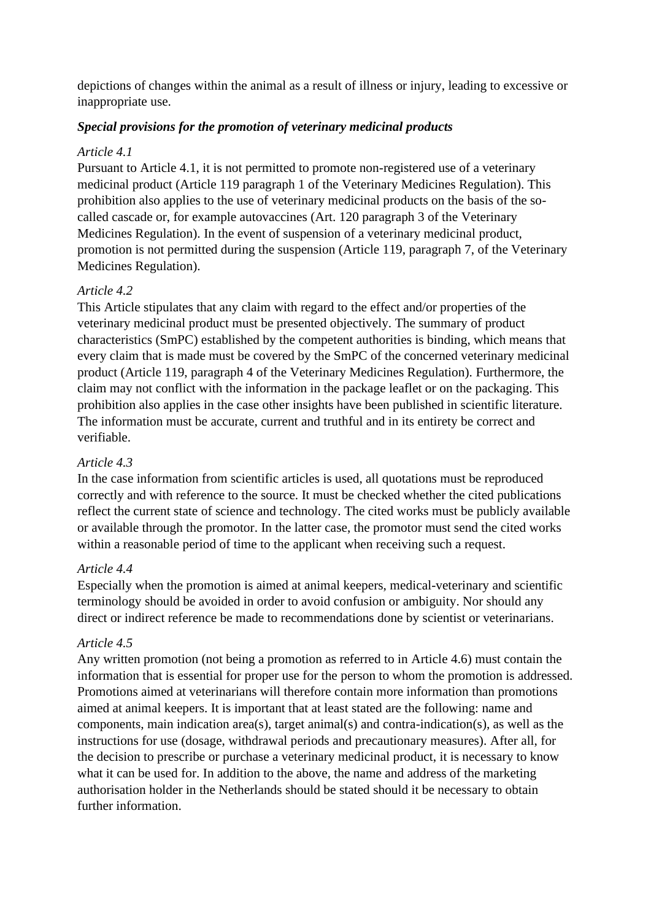depictions of changes within the animal as a result of illness or injury, leading to excessive or inappropriate use.

***Special provisions for the promotion of veterinary medicinal products***

*Article 4.1*
Pursuant to Article 4.1, it is not permitted to promote non-registered use of a veterinary medicinal product (Article 119 paragraph 1 of the Veterinary Medicines Regulation). This prohibition also applies to the use of veterinary medicinal products on the basis of the so-called cascade or, for example autovaccines (Art. 120 paragraph 3 of the Veterinary Medicines Regulation). In the event of suspension of a veterinary medicinal product, promotion is not permitted during the suspension (Article 119, paragraph 7, of the Veterinary Medicines Regulation).

*Article 4.2*
This Article stipulates that any claim with regard to the effect and/or properties of the veterinary medicinal product must be presented objectively. The summary of product characteristics (SmPC) established by the competent authorities is binding, which means that every claim that is made must be covered by the SmPC of the concerned veterinary medicinal product (Article 119, paragraph 4 of the Veterinary Medicines Regulation). Furthermore, the claim may not conflict with the information in the package leaflet or on the packaging. This prohibition also applies in the case other insights have been published in scientific literature. The information must be accurate, current and truthful and in its entirety be correct and verifiable.

*Article 4.3*
In the case information from scientific articles is used, all quotations must be reproduced correctly and with reference to the source. It must be checked whether the cited publications reflect the current state of science and technology. The cited works must be publicly available or available through the promotor. In the latter case, the promotor must send the cited works within a reasonable period of time to the applicant when receiving such a request.

*Article 4.4*
Especially when the promotion is aimed at animal keepers, medical-veterinary and scientific terminology should be avoided in order to avoid confusion or ambiguity. Nor should any direct or indirect reference be made to recommendations done by scientist or veterinarians.

*Article 4.5*
Any written promotion (not being a promotion as referred to in Article 4.6) must contain the information that is essential for proper use for the person to whom the promotion is addressed. Promotions aimed at veterinarians will therefore contain more information than promotions aimed at animal keepers. It is important that at least stated are the following: name and components, main indication area(s), target animal(s) and contra-indication(s), as well as the instructions for use (dosage, withdrawal periods and precautionary measures). After all, for the decision to prescribe or purchase a veterinary medicinal product, it is necessary to know what it can be used for. In addition to the above, the name and address of the marketing authorisation holder in the Netherlands should be stated should it be necessary to obtain further information.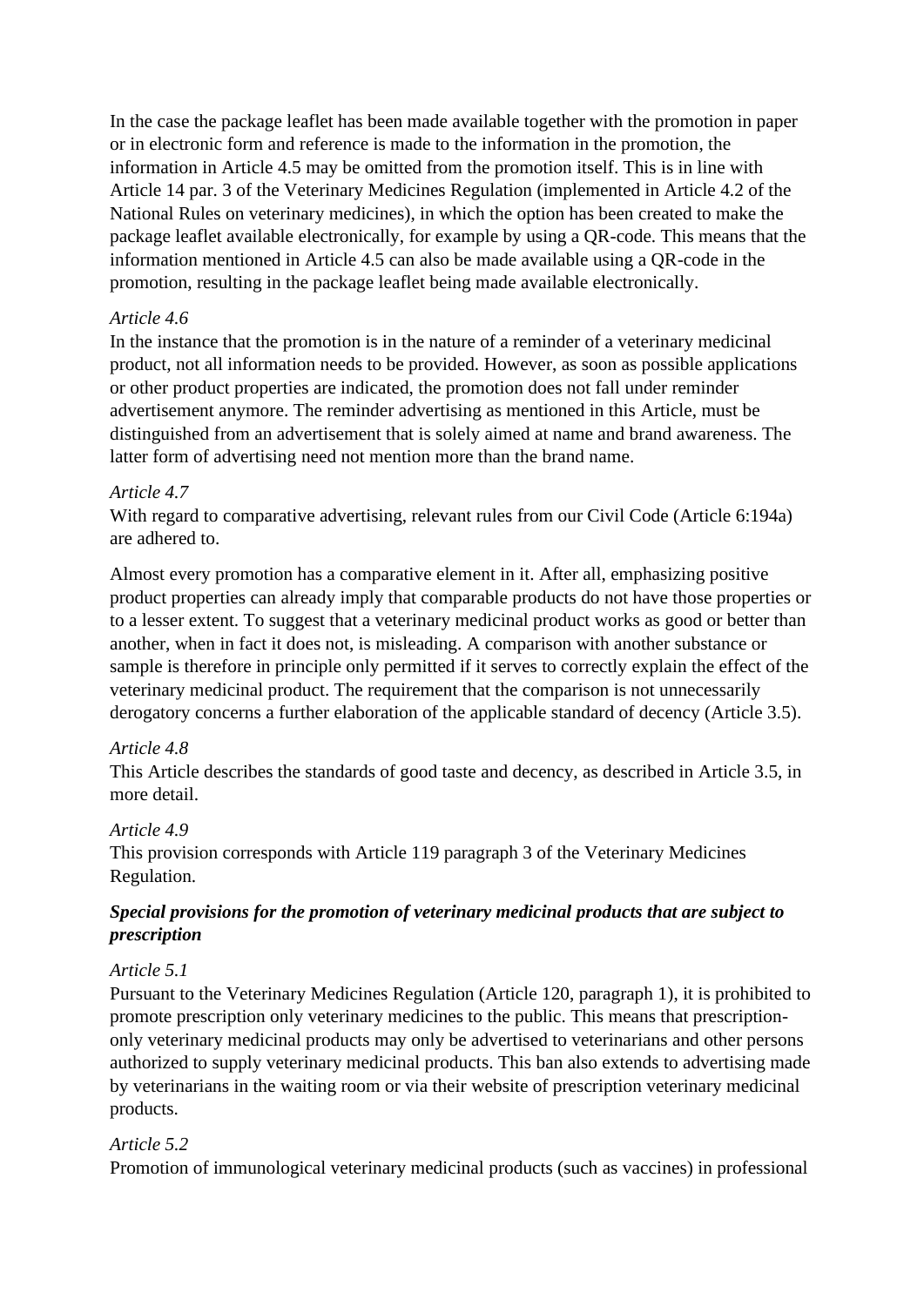In the case the package leaflet has been made available together with the promotion in paper or in electronic form and reference is made to the information in the promotion, the information in Article 4.5 may be omitted from the promotion itself. This is in line with Article 14 par. 3 of the Veterinary Medicines Regulation (implemented in Article 4.2 of the National Rules on veterinary medicines), in which the option has been created to make the package leaflet available electronically, for example by using a QR-code. This means that the information mentioned in Article 4.5 can also be made available using a QR-code in the promotion, resulting in the package leaflet being made available electronically.

*Article 4.6*
In the instance that the promotion is in the nature of a reminder of a veterinary medicinal product, not all information needs to be provided. However, as soon as possible applications or other product properties are indicated, the promotion does not fall under reminder advertisement anymore. The reminder advertising as mentioned in this Article, must be distinguished from an advertisement that is solely aimed at name and brand awareness. The latter form of advertising need not mention more than the brand name.

*Article 4.7*
With regard to comparative advertising, relevant rules from our Civil Code (Article 6:194a) are adhered to.

Almost every promotion has a comparative element in it. After all, emphasizing positive product properties can already imply that comparable products do not have those properties or to a lesser extent. To suggest that a veterinary medicinal product works as good or better than another, when in fact it does not, is misleading. A comparison with another substance or sample is therefore in principle only permitted if it serves to correctly explain the effect of the veterinary medicinal product. The requirement that the comparison is not unnecessarily derogatory concerns a further elaboration of the applicable standard of decency (Article 3.5).

*Article 4.8*
This Article describes the standards of good taste and decency, as described in Article 3.5, in more detail.

*Article 4.9*
This provision corresponds with Article 119 paragraph 3 of the Veterinary Medicines Regulation.

***Special provisions for the promotion of veterinary medicinal products that are subject to prescription***

*Article 5.1*
Pursuant to the Veterinary Medicines Regulation (Article 120, paragraph 1), it is prohibited to promote prescription only veterinary medicines to the public. This means that prescription-only veterinary medicinal products may only be advertised to veterinarians and other persons authorized to supply veterinary medicinal products. This ban also extends to advertising made by veterinarians in the waiting room or via their website of prescription veterinary medicinal products.

*Article 5.2*
Promotion of immunological veterinary medicinal products (such as vaccines) in professional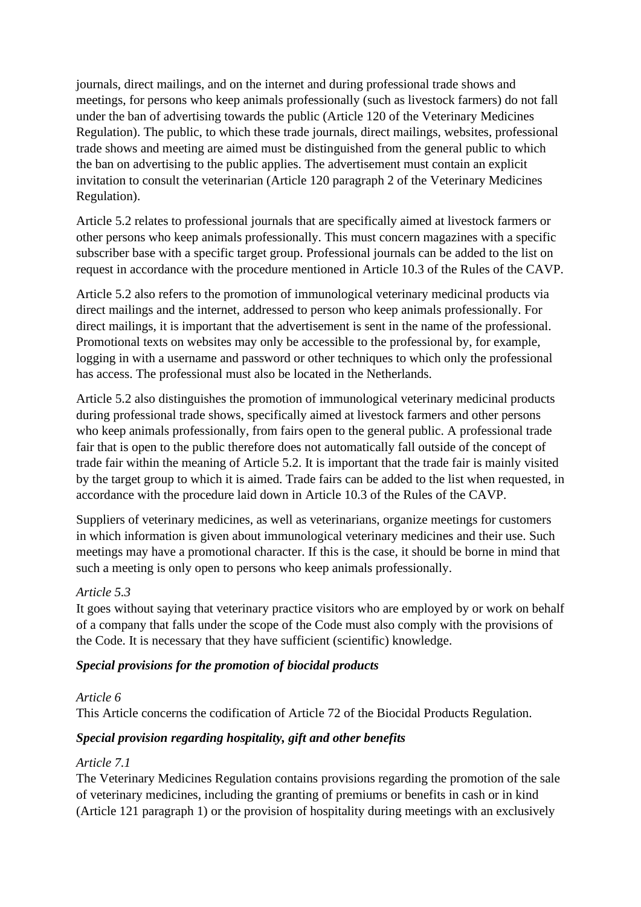journals, direct mailings, and on the internet and during professional trade shows and meetings, for persons who keep animals professionally (such as livestock farmers) do not fall under the ban of advertising towards the public (Article 120 of the Veterinary Medicines Regulation). The public, to which these trade journals, direct mailings, websites, professional trade shows and meeting are aimed must be distinguished from the general public to which the ban on advertising to the public applies. The advertisement must contain an explicit invitation to consult the veterinarian (Article 120 paragraph 2 of the Veterinary Medicines Regulation).

Article 5.2 relates to professional journals that are specifically aimed at livestock farmers or other persons who keep animals professionally. This must concern magazines with a specific subscriber base with a specific target group. Professional journals can be added to the list on request in accordance with the procedure mentioned in Article 10.3 of the Rules of the CAVP.

Article 5.2 also refers to the promotion of immunological veterinary medicinal products via direct mailings and the internet, addressed to person who keep animals professionally. For direct mailings, it is important that the advertisement is sent in the name of the professional. Promotional texts on websites may only be accessible to the professional by, for example, logging in with a username and password or other techniques to which only the professional has access. The professional must also be located in the Netherlands.

Article 5.2 also distinguishes the promotion of immunological veterinary medicinal products during professional trade shows, specifically aimed at livestock farmers and other persons who keep animals professionally, from fairs open to the general public. A professional trade fair that is open to the public therefore does not automatically fall outside of the concept of trade fair within the meaning of Article 5.2. It is important that the trade fair is mainly visited by the target group to which it is aimed. Trade fairs can be added to the list when requested, in accordance with the procedure laid down in Article 10.3 of the Rules of the CAVP.

Suppliers of veterinary medicines, as well as veterinarians, organize meetings for customers in which information is given about immunological veterinary medicines and their use. Such meetings may have a promotional character. If this is the case, it should be borne in mind that such a meeting is only open to persons who keep animals professionally.

*Article 5.3*
It goes without saying that veterinary practice visitors who are employed by or work on behalf of a company that falls under the scope of the Code must also comply with the provisions of the Code. It is necessary that they have sufficient (scientific) knowledge.

***Special provisions for the promotion of biocidal products***

*Article 6*
This Article concerns the codification of Article 72 of the Biocidal Products Regulation.

***Special provision regarding hospitality, gift and other benefits***

*Article 7.1*
The Veterinary Medicines Regulation contains provisions regarding the promotion of the sale of veterinary medicines, including the granting of premiums or benefits in cash or in kind (Article 121 paragraph 1) or the provision of hospitality during meetings with an exclusively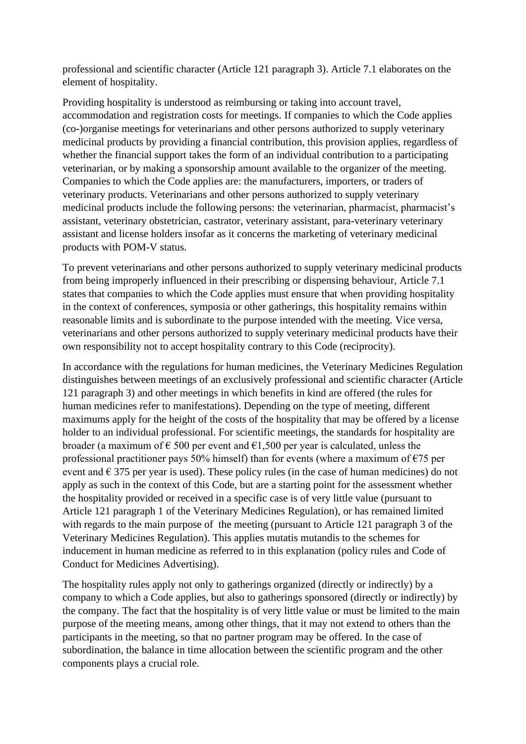professional and scientific character (Article 121 paragraph 3). Article 7.1 elaborates on the element of hospitality.

Providing hospitality is understood as reimbursing or taking into account travel, accommodation and registration costs for meetings. If companies to which the Code applies (co-)organise meetings for veterinarians and other persons authorized to supply veterinary medicinal products by providing a financial contribution, this provision applies, regardless of whether the financial support takes the form of an individual contribution to a participating veterinarian, or by making a sponsorship amount available to the organizer of the meeting. Companies to which the Code applies are: the manufacturers, importers, or traders of veterinary products. Veterinarians and other persons authorized to supply veterinary medicinal products include the following persons: the veterinarian, pharmacist, pharmacist's assistant, veterinary obstetrician, castrator, veterinary assistant, para-veterinary veterinary assistant and license holders insofar as it concerns the marketing of veterinary medicinal products with POM-V status.

To prevent veterinarians and other persons authorized to supply veterinary medicinal products from being improperly influenced in their prescribing or dispensing behaviour, Article 7.1 states that companies to which the Code applies must ensure that when providing hospitality in the context of conferences, symposia or other gatherings, this hospitality remains within reasonable limits and is subordinate to the purpose intended with the meeting. Vice versa, veterinarians and other persons authorized to supply veterinary medicinal products have their own responsibility not to accept hospitality contrary to this Code (reciprocity).

In accordance with the regulations for human medicines, the Veterinary Medicines Regulation distinguishes between meetings of an exclusively professional and scientific character (Article 121 paragraph 3) and other meetings in which benefits in kind are offered (the rules for human medicines refer to manifestations). Depending on the type of meeting, different maximums apply for the height of the costs of the hospitality that may be offered by a license holder to an individual professional. For scientific meetings, the standards for hospitality are broader (a maximum of € 500 per event and €1,500 per year is calculated, unless the professional practitioner pays 50% himself) than for events (where a maximum of €75 per event and € 375 per year is used). These policy rules (in the case of human medicines) do not apply as such in the context of this Code, but are a starting point for the assessment whether the hospitality provided or received in a specific case is of very little value (pursuant to Article 121 paragraph 1 of the Veterinary Medicines Regulation), or has remained limited with regards to the main purpose of the meeting (pursuant to Article 121 paragraph 3 of the Veterinary Medicines Regulation). This applies mutatis mutandis to the schemes for inducement in human medicine as referred to in this explanation (policy rules and Code of Conduct for Medicines Advertising).

The hospitality rules apply not only to gatherings organized (directly or indirectly) by a company to which a Code applies, but also to gatherings sponsored (directly or indirectly) by the company. The fact that the hospitality is of very little value or must be limited to the main purpose of the meeting means, among other things, that it may not extend to others than the participants in the meeting, so that no partner program may be offered. In the case of subordination, the balance in time allocation between the scientific program and the other components plays a crucial role.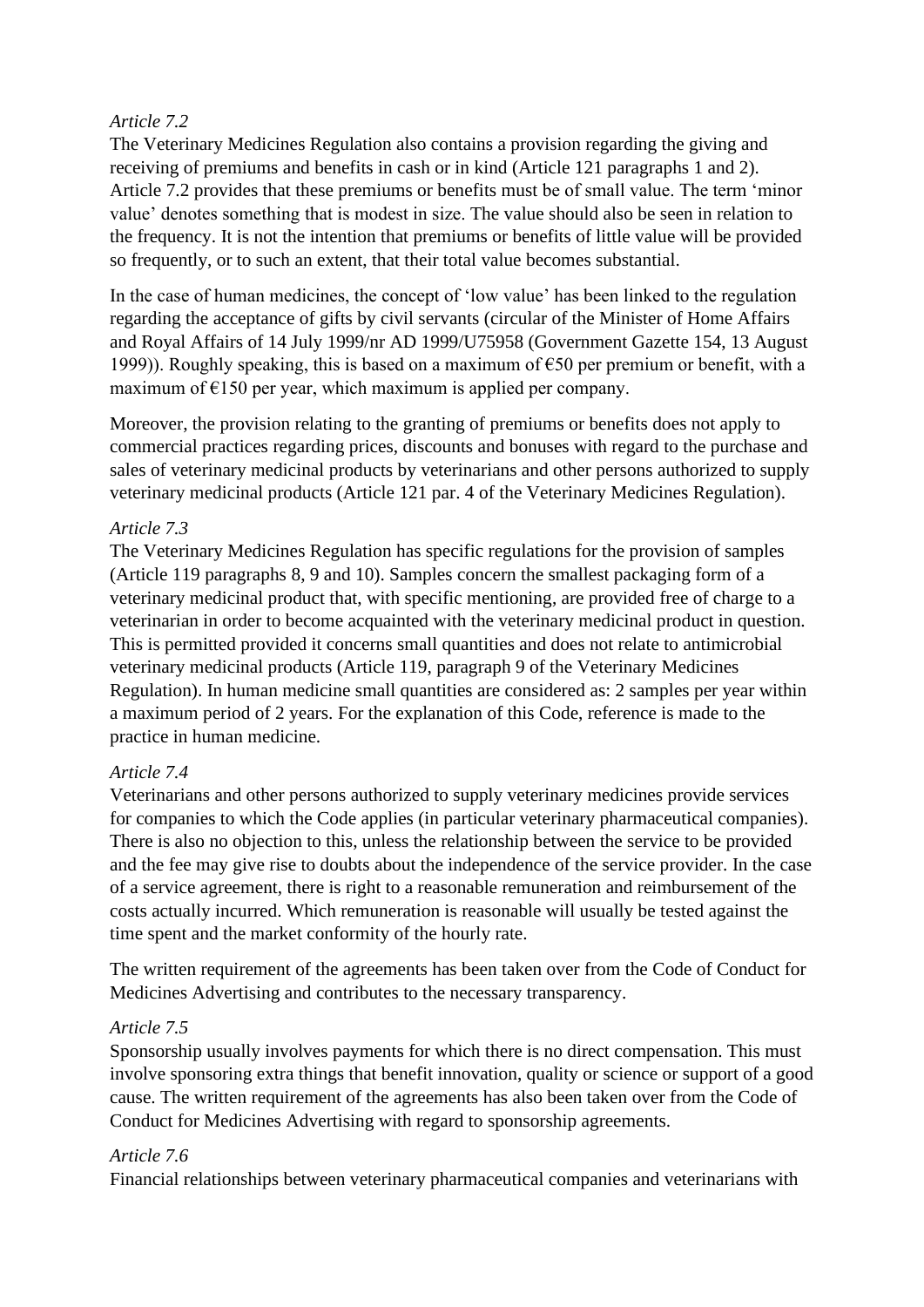*Article 7.2*

The Veterinary Medicines Regulation also contains a provision regarding the giving and receiving of premiums and benefits in cash or in kind (Article 121 paragraphs 1 and 2). Article 7.2 provides that these premiums or benefits must be of small value. The term 'minor value' denotes something that is modest in size. The value should also be seen in relation to the frequency. It is not the intention that premiums or benefits of little value will be provided so frequently, or to such an extent, that their total value becomes substantial.

In the case of human medicines, the concept of 'low value' has been linked to the regulation regarding the acceptance of gifts by civil servants (circular of the Minister of Home Affairs and Royal Affairs of 14 July 1999/nr AD 1999/U75958 (Government Gazette 154, 13 August 1999)). Roughly speaking, this is based on a maximum of €50 per premium or benefit, with a maximum of €150 per year, which maximum is applied per company.

Moreover, the provision relating to the granting of premiums or benefits does not apply to commercial practices regarding prices, discounts and bonuses with regard to the purchase and sales of veterinary medicinal products by veterinarians and other persons authorized to supply veterinary medicinal products (Article 121 par. 4 of the Veterinary Medicines Regulation).

*Article 7.3*

The Veterinary Medicines Regulation has specific regulations for the provision of samples (Article 119 paragraphs 8, 9 and 10). Samples concern the smallest packaging form of a veterinary medicinal product that, with specific mentioning, are provided free of charge to a veterinarian in order to become acquainted with the veterinary medicinal product in question. This is permitted provided it concerns small quantities and does not relate to antimicrobial veterinary medicinal products (Article 119, paragraph 9 of the Veterinary Medicines Regulation). In human medicine small quantities are considered as: 2 samples per year within a maximum period of 2 years. For the explanation of this Code, reference is made to the practice in human medicine.

*Article 7.4*

Veterinarians and other persons authorized to supply veterinary medicines provide services for companies to which the Code applies (in particular veterinary pharmaceutical companies). There is also no objection to this, unless the relationship between the service to be provided and the fee may give rise to doubts about the independence of the service provider. In the case of a service agreement, there is right to a reasonable remuneration and reimbursement of the costs actually incurred. Which remuneration is reasonable will usually be tested against the time spent and the market conformity of the hourly rate.

The written requirement of the agreements has been taken over from the Code of Conduct for Medicines Advertising and contributes to the necessary transparency.

*Article 7.5*

Sponsorship usually involves payments for which there is no direct compensation. This must involve sponsoring extra things that benefit innovation, quality or science or support of a good cause. The written requirement of the agreements has also been taken over from the Code of Conduct for Medicines Advertising with regard to sponsorship agreements.

*Article 7.6*

Financial relationships between veterinary pharmaceutical companies and veterinarians with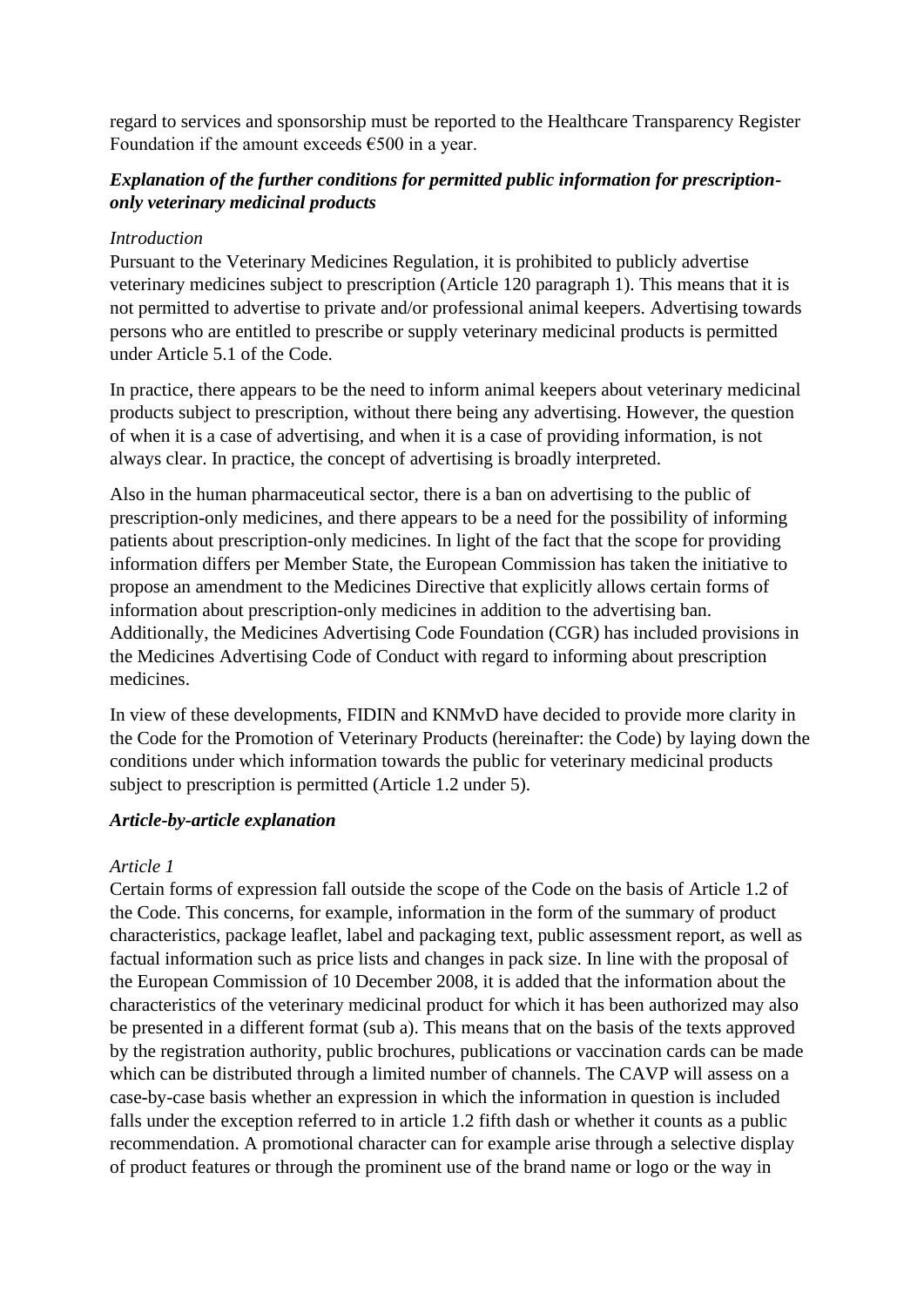regard to services and sponsorship must be reported to the Healthcare Transparency Register Foundation if the amount exceeds €500 in a year.

***Explanation of the further conditions for permitted public information for prescription-only veterinary medicinal products***

*Introduction*

Pursuant to the Veterinary Medicines Regulation, it is prohibited to publicly advertise veterinary medicines subject to prescription (Article 120 paragraph 1). This means that it is not permitted to advertise to private and/or professional animal keepers. Advertising towards persons who are entitled to prescribe or supply veterinary medicinal products is permitted under Article 5.1 of the Code.

In practice, there appears to be the need to inform animal keepers about veterinary medicinal products subject to prescription, without there being any advertising. However, the question of when it is a case of advertising, and when it is a case of providing information, is not always clear. In practice, the concept of advertising is broadly interpreted.

Also in the human pharmaceutical sector, there is a ban on advertising to the public of prescription-only medicines, and there appears to be a need for the possibility of informing patients about prescription-only medicines. In light of the fact that the scope for providing information differs per Member State, the European Commission has taken the initiative to propose an amendment to the Medicines Directive that explicitly allows certain forms of information about prescription-only medicines in addition to the advertising ban. Additionally, the Medicines Advertising Code Foundation (CGR) has included provisions in the Medicines Advertising Code of Conduct with regard to informing about prescription medicines.

In view of these developments, FIDIN and KNMvD have decided to provide more clarity in the Code for the Promotion of Veterinary Products (hereinafter: the Code) by laying down the conditions under which information towards the public for veterinary medicinal products subject to prescription is permitted (Article 1.2 under 5).

***Article-by-article explanation***

*Article 1*

Certain forms of expression fall outside the scope of the Code on the basis of Article 1.2 of the Code. This concerns, for example, information in the form of the summary of product characteristics, package leaflet, label and packaging text, public assessment report, as well as factual information such as price lists and changes in pack size. In line with the proposal of the European Commission of 10 December 2008, it is added that the information about the characteristics of the veterinary medicinal product for which it has been authorized may also be presented in a different format (sub a). This means that on the basis of the texts approved by the registration authority, public brochures, publications or vaccination cards can be made which can be distributed through a limited number of channels. The CAVP will assess on a case-by-case basis whether an expression in which the information in question is included falls under the exception referred to in article 1.2 fifth dash or whether it counts as a public recommendation. A promotional character can for example arise through a selective display of product features or through the prominent use of the brand name or logo or the way in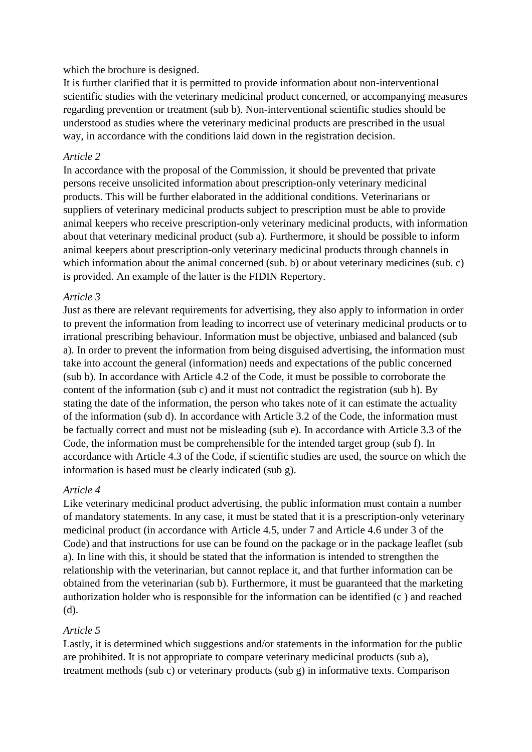which the brochure is designed.

It is further clarified that it is permitted to provide information about non-interventional scientific studies with the veterinary medicinal product concerned, or accompanying measures regarding prevention or treatment (sub b). Non-interventional scientific studies should be understood as studies where the veterinary medicinal products are prescribed in the usual way, in accordance with the conditions laid down in the registration decision.

*Article 2*

In accordance with the proposal of the Commission, it should be prevented that private persons receive unsolicited information about prescription-only veterinary medicinal products. This will be further elaborated in the additional conditions. Veterinarians or suppliers of veterinary medicinal products subject to prescription must be able to provide animal keepers who receive prescription-only veterinary medicinal products, with information about that veterinary medicinal product (sub a). Furthermore, it should be possible to inform animal keepers about prescription-only veterinary medicinal products through channels in which information about the animal concerned (sub. b) or about veterinary medicines (sub. c) is provided. An example of the latter is the FIDIN Repertory.

*Article 3*

Just as there are relevant requirements for advertising, they also apply to information in order to prevent the information from leading to incorrect use of veterinary medicinal products or to irrational prescribing behaviour. Information must be objective, unbiased and balanced (sub a). In order to prevent the information from being disguised advertising, the information must take into account the general (information) needs and expectations of the public concerned (sub b). In accordance with Article 4.2 of the Code, it must be possible to corroborate the content of the information (sub c) and it must not contradict the registration (sub h). By stating the date of the information, the person who takes note of it can estimate the actuality of the information (sub d). In accordance with Article 3.2 of the Code, the information must be factually correct and must not be misleading (sub e). In accordance with Article 3.3 of the Code, the information must be comprehensible for the intended target group (sub f). In accordance with Article 4.3 of the Code, if scientific studies are used, the source on which the information is based must be clearly indicated (sub g).

*Article 4*

Like veterinary medicinal product advertising, the public information must contain a number of mandatory statements. In any case, it must be stated that it is a prescription-only veterinary medicinal product (in accordance with Article 4.5, under 7 and Article 4.6 under 3 of the Code) and that instructions for use can be found on the package or in the package leaflet (sub a). In line with this, it should be stated that the information is intended to strengthen the relationship with the veterinarian, but cannot replace it, and that further information can be obtained from the veterinarian (sub b). Furthermore, it must be guaranteed that the marketing authorization holder who is responsible for the information can be identified (c ) and reached (d).

*Article 5*

Lastly, it is determined which suggestions and/or statements in the information for the public are prohibited. It is not appropriate to compare veterinary medicinal products (sub a), treatment methods (sub c) or veterinary products (sub g) in informative texts. Comparison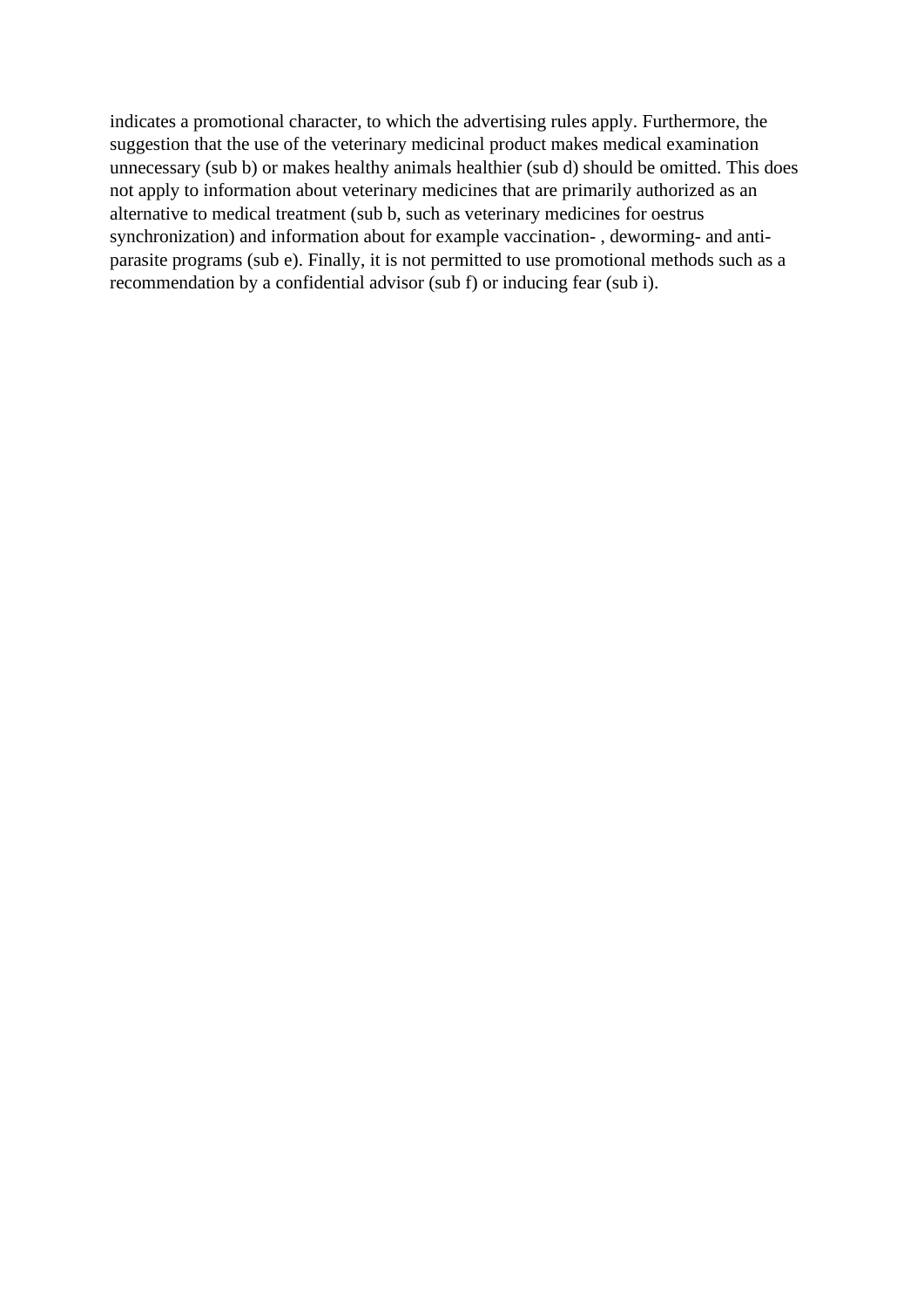indicates a promotional character, to which the advertising rules apply. Furthermore, the suggestion that the use of the veterinary medicinal product makes medical examination unnecessary (sub b) or makes healthy animals healthier (sub d) should be omitted. This does not apply to information about veterinary medicines that are primarily authorized as an alternative to medical treatment (sub b, such as veterinary medicines for oestrus synchronization) and information about for example vaccination- , deworming- and anti-parasite programs (sub e). Finally, it is not permitted to use promotional methods such as a recommendation by a confidential advisor (sub f) or inducing fear (sub i).